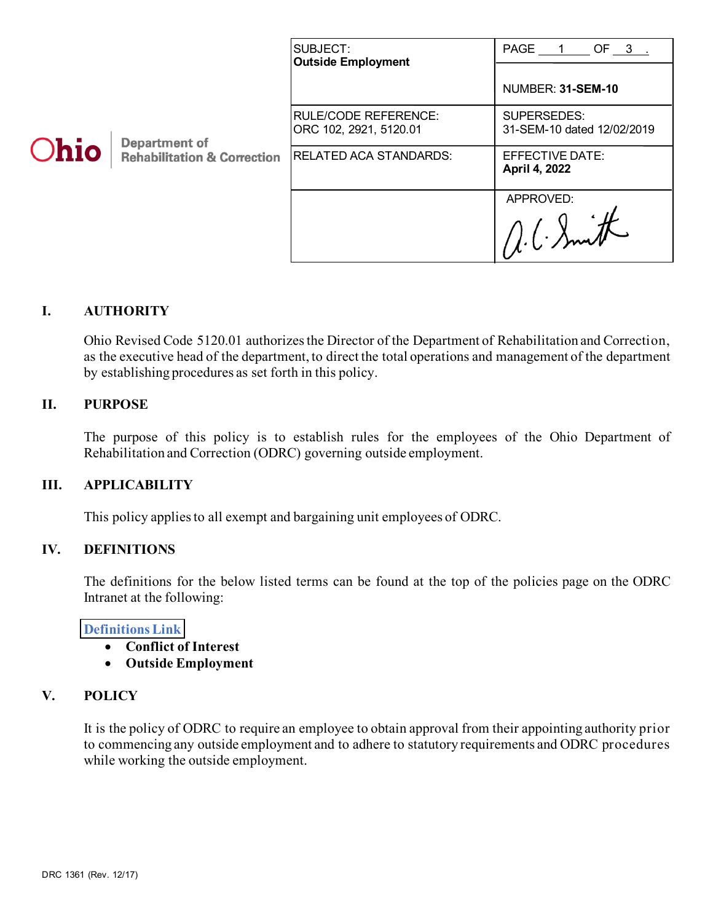Ohio | Department of Rehabilitation & Correction

| SUBJECT: **Outside Employment** | PAGE 1 OF 3. NUMBER: **31-SEM-10** |
| --- | --- |
| RULE/CODE REFERENCE: ORC 102, 2921, 5120.01 | SUPERSEDES: 31-SEM-10 dated 12/02/2019 |
| RELATED ACA STANDARDS: | EFFECTIVE DATE: **April 4, 2022** |
| | APPROVED: A. C. Smith |

## I. AUTHORITY

Ohio Revised Code 5120.01 authorizes the Director of the Department of Rehabilitation and Correction, as the executive head of the department, to direct the total operations and management of the department by establishing procedures as set forth in this policy.

## II. PURPOSE

The purpose of this policy is to establish rules for the employees of the Ohio Department of Rehabilitation and Correction (ODRC) governing outside employment.

## III. APPLICABILITY

This policy applies to all exempt and bargaining unit employees of ODRC.

## IV. DEFINITIONS

The definitions for the below listed terms can be found at the top of the policies page on the ODRC Intranet at the following:

Definitions Link

- **Conflict of Interest**
- **Outside Employment**

## V. POLICY

It is the policy of ODRC to require an employee to obtain approval from their appointing authority prior to commencing any outside employment and to adhere to statutory requirements and ODRC procedures while working the outside employment.

DRC 1361 (Rev. 12/17)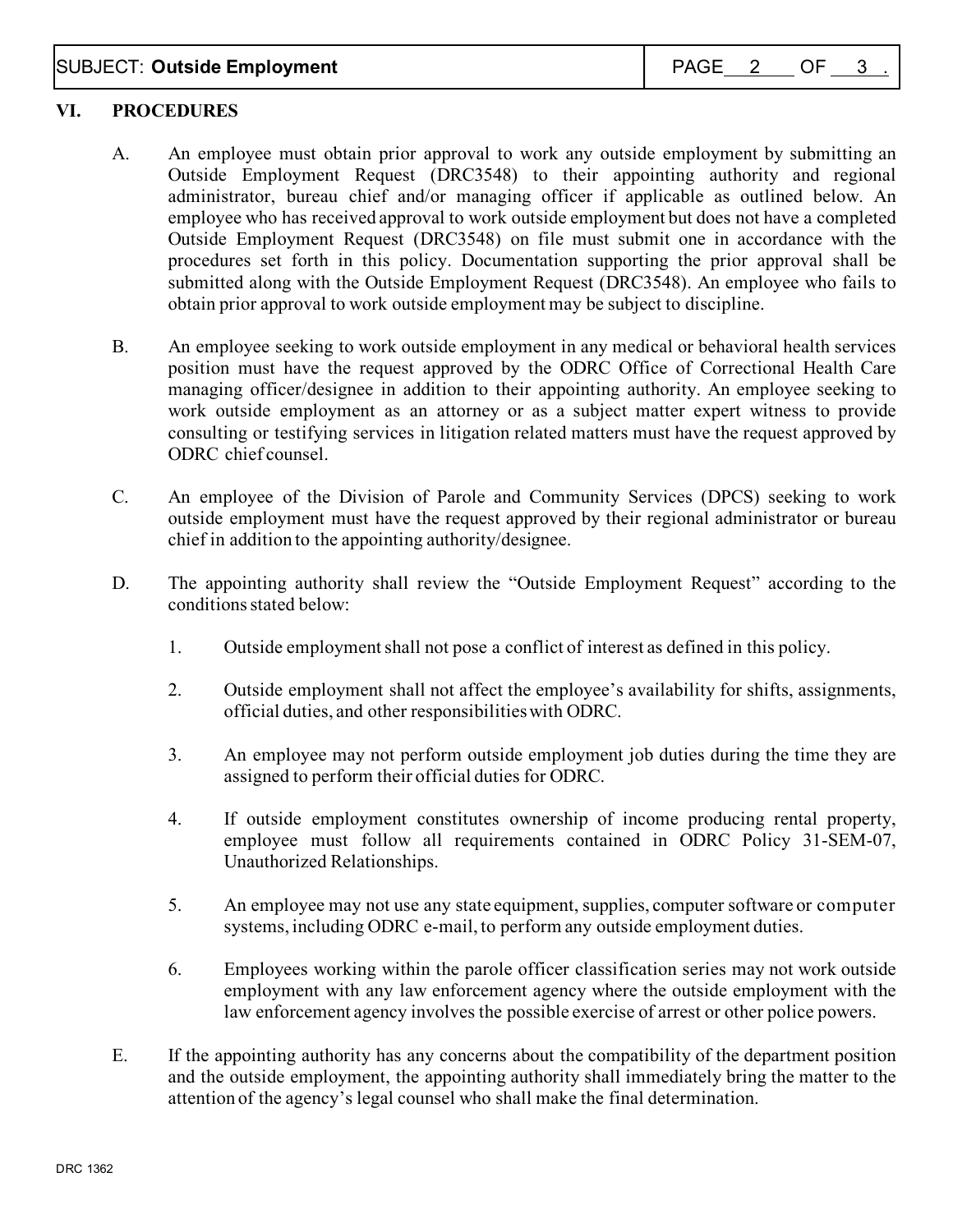## VI. PROCEDURES

A. An employee must obtain prior approval to work any outside employment by submitting an Outside Employment Request (DRC3548) to their appointing authority and regional administrator, bureau chief and/or managing officer if applicable as outlined below. An employee who has received approval to work outside employment but does not have a completed Outside Employment Request (DRC3548) on file must submit one in accordance with the procedures set forth in this policy. Documentation supporting the prior approval shall be submitted along with the Outside Employment Request (DRC3548). An employee who fails to obtain prior approval to work outside employment may be subject to discipline.

B. An employee seeking to work outside employment in any medical or behavioral health services position must have the request approved by the ODRC Office of Correctional Health Care managing officer/designee in addition to their appointing authority. An employee seeking to work outside employment as an attorney or as a subject matter expert witness to provide consulting or testifying services in litigation related matters must have the request approved by ODRC chief counsel.

C. An employee of the Division of Parole and Community Services (DPCS) seeking to work outside employment must have the request approved by their regional administrator or bureau chief in addition to the appointing authority/designee.

D. The appointing authority shall review the "Outside Employment Request" according to the conditions stated below:

1. Outside employment shall not pose a conflict of interest as defined in this policy.

2. Outside employment shall not affect the employee's availability for shifts, assignments, official duties, and other responsibilities with ODRC.

3. An employee may not perform outside employment job duties during the time they are assigned to perform their official duties for ODRC.

4. If outside employment constitutes ownership of income producing rental property, employee must follow all requirements contained in ODRC Policy 31-SEM-07, Unauthorized Relationships.

5. An employee may not use any state equipment, supplies, computer software or computer systems, including ODRC e-mail, to perform any outside employment duties.

6. Employees working within the parole officer classification series may not work outside employment with any law enforcement agency where the outside employment with the law enforcement agency involves the possible exercise of arrest or other police powers.

E. If the appointing authority has any concerns about the compatibility of the department position and the outside employment, the appointing authority shall immediately bring the matter to the attention of the agency's legal counsel who shall make the final determination.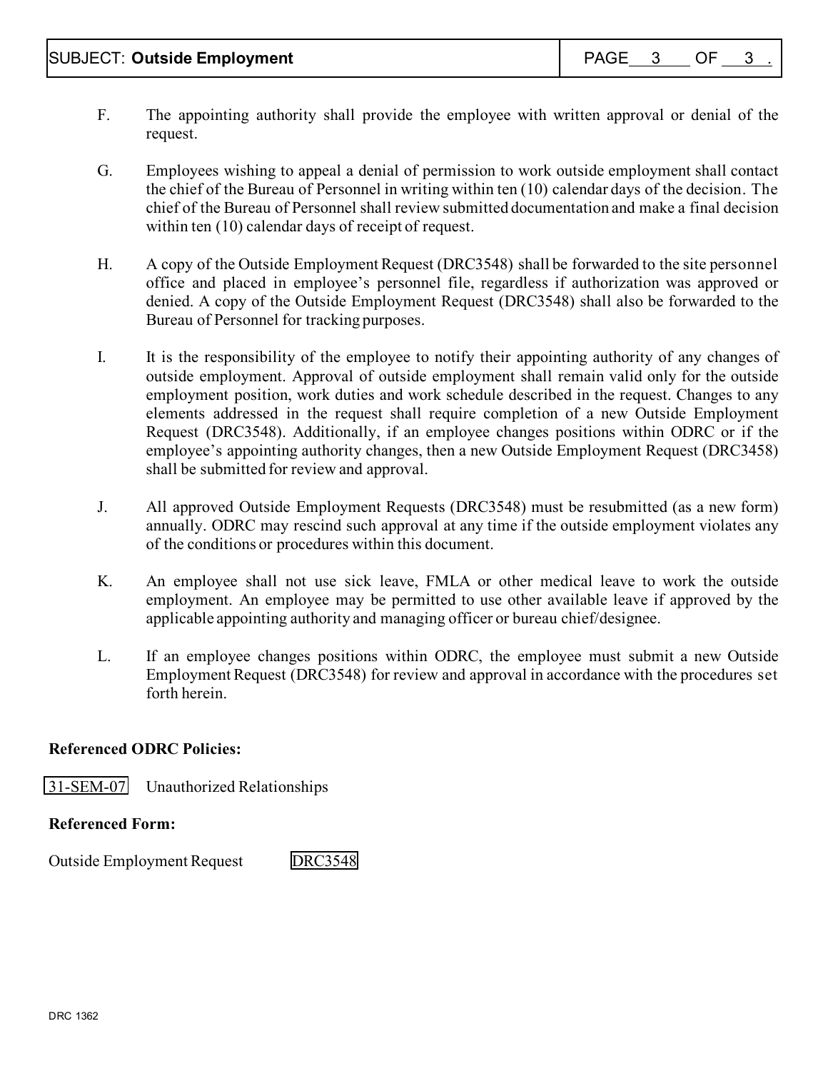F. The appointing authority shall provide the employee with written approval or denial of the request.

G. Employees wishing to appeal a denial of permission to work outside employment shall contact the chief of the Bureau of Personnel in writing within ten (10) calendar days of the decision. The chief of the Bureau of Personnel shall review submitted documentation and make a final decision within ten (10) calendar days of receipt of request.

H. A copy of the Outside Employment Request (DRC3548) shall be forwarded to the site personnel office and placed in employee's personnel file, regardless if authorization was approved or denied. A copy of the Outside Employment Request (DRC3548) shall also be forwarded to the Bureau of Personnel for tracking purposes.

I. It is the responsibility of the employee to notify their appointing authority of any changes of outside employment. Approval of outside employment shall remain valid only for the outside employment position, work duties and work schedule described in the request. Changes to any elements addressed in the request shall require completion of a new Outside Employment Request (DRC3548). Additionally, if an employee changes positions within ODRC or if the employee's appointing authority changes, then a new Outside Employment Request (DRC3458) shall be submitted for review and approval.

J. All approved Outside Employment Requests (DRC3548) must be resubmitted (as a new form) annually. ODRC may rescind such approval at any time if the outside employment violates any of the conditions or procedures within this document.

K. An employee shall not use sick leave, FMLA or other medical leave to work the outside employment. An employee may be permitted to use other available leave if approved by the applicable appointing authority and managing officer or bureau chief/designee.

L. If an employee changes positions within ODRC, the employee must submit a new Outside Employment Request (DRC3548) for review and approval in accordance with the procedures set forth herein.

**Referenced ODRC Policies:**

31-SEM-07 Unauthorized Relationships

**Referenced Form:**

Outside Employment Request DRC3548

DRC 1362